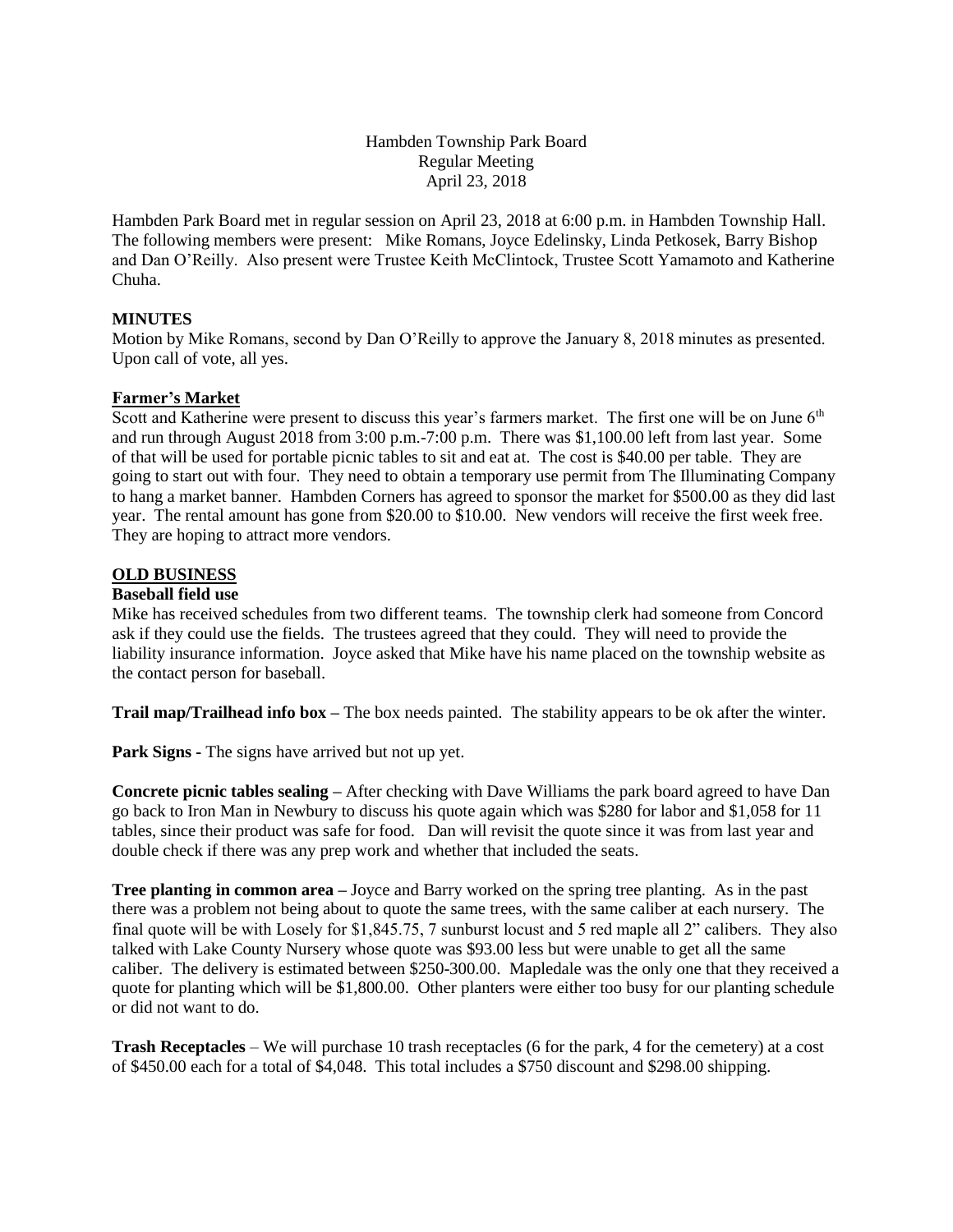Hambden Township Park Board
Regular Meeting
April 23, 2018

Hambden Park Board met in regular session on April 23, 2018 at 6:00 p.m. in Hambden Township Hall. The following members were present: Mike Romans, Joyce Edelinsky, Linda Petkosek, Barry Bishop and Dan O'Reilly. Also present were Trustee Keith McClintock, Trustee Scott Yamamoto and Katherine Chuha.

**MINUTES**

Motion by Mike Romans, second by Dan O'Reilly to approve the January 8, 2018 minutes as presented. Upon call of vote, all yes.

**Farmer's Market**

Scott and Katherine were present to discuss this year's farmers market. The first one will be on June 6th and run through August 2018 from 3:00 p.m.-7:00 p.m. There was $1,100.00 left from last year. Some of that will be used for portable picnic tables to sit and eat at. The cost is $40.00 per table. They are going to start out with four. They need to obtain a temporary use permit from The Illuminating Company to hang a market banner. Hambden Corners has agreed to sponsor the market for $500.00 as they did last year. The rental amount has gone from $20.00 to $10.00. New vendors will receive the first week free. They are hoping to attract more vendors.

**OLD BUSINESS**

**Baseball field use**

Mike has received schedules from two different teams. The township clerk had someone from Concord ask if they could use the fields. The trustees agreed that they could. They will need to provide the liability insurance information. Joyce asked that Mike have his name placed on the township website as the contact person for baseball.

**Trail map/Trailhead info box –** The box needs painted. The stability appears to be ok after the winter.

**Park Signs -** The signs have arrived but not up yet.

**Concrete picnic tables sealing –** After checking with Dave Williams the park board agreed to have Dan go back to Iron Man in Newbury to discuss his quote again which was $280 for labor and $1,058 for 11 tables, since their product was safe for food. Dan will revisit the quote since it was from last year and double check if there was any prep work and whether that included the seats.

**Tree planting in common area –** Joyce and Barry worked on the spring tree planting. As in the past there was a problem not being about to quote the same trees, with the same caliber at each nursery. The final quote will be with Losely for $1,845.75, 7 sunburst locust and 5 red maple all 2" calibers. They also talked with Lake County Nursery whose quote was $93.00 less but were unable to get all the same caliber. The delivery is estimated between $250-300.00. Mapledale was the only one that they received a quote for planting which will be $1,800.00. Other planters were either too busy for our planting schedule or did not want to do.

**Trash Receptacles** – We will purchase 10 trash receptacles (6 for the park, 4 for the cemetery) at a cost of $450.00 each for a total of $4,048. This total includes a $750 discount and $298.00 shipping.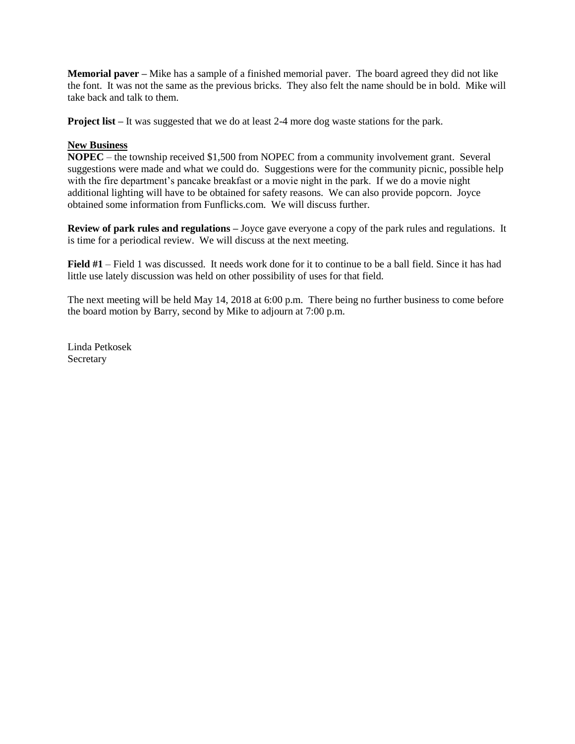**Memorial paver –** Mike has a sample of a finished memorial paver. The board agreed they did not like the font. It was not the same as the previous bricks. They also felt the name should be in bold. Mike will take back and talk to them.

**Project list –** It was suggested that we do at least 2-4 more dog waste stations for the park.

**New Business**

**NOPEC** – the township received $1,500 from NOPEC from a community involvement grant. Several suggestions were made and what we could do. Suggestions were for the community picnic, possible help with the fire department's pancake breakfast or a movie night in the park. If we do a movie night additional lighting will have to be obtained for safety reasons. We can also provide popcorn. Joyce obtained some information from Funflicks.com. We will discuss further.

**Review of park rules and regulations –** Joyce gave everyone a copy of the park rules and regulations. It is time for a periodical review. We will discuss at the next meeting.

**Field #1** – Field 1 was discussed. It needs work done for it to continue to be a ball field. Since it has had little use lately discussion was held on other possibility of uses for that field.

The next meeting will be held May 14, 2018 at 6:00 p.m. There being no further business to come before the board motion by Barry, second by Mike to adjourn at 7:00 p.m.

Linda Petkosek
Secretary